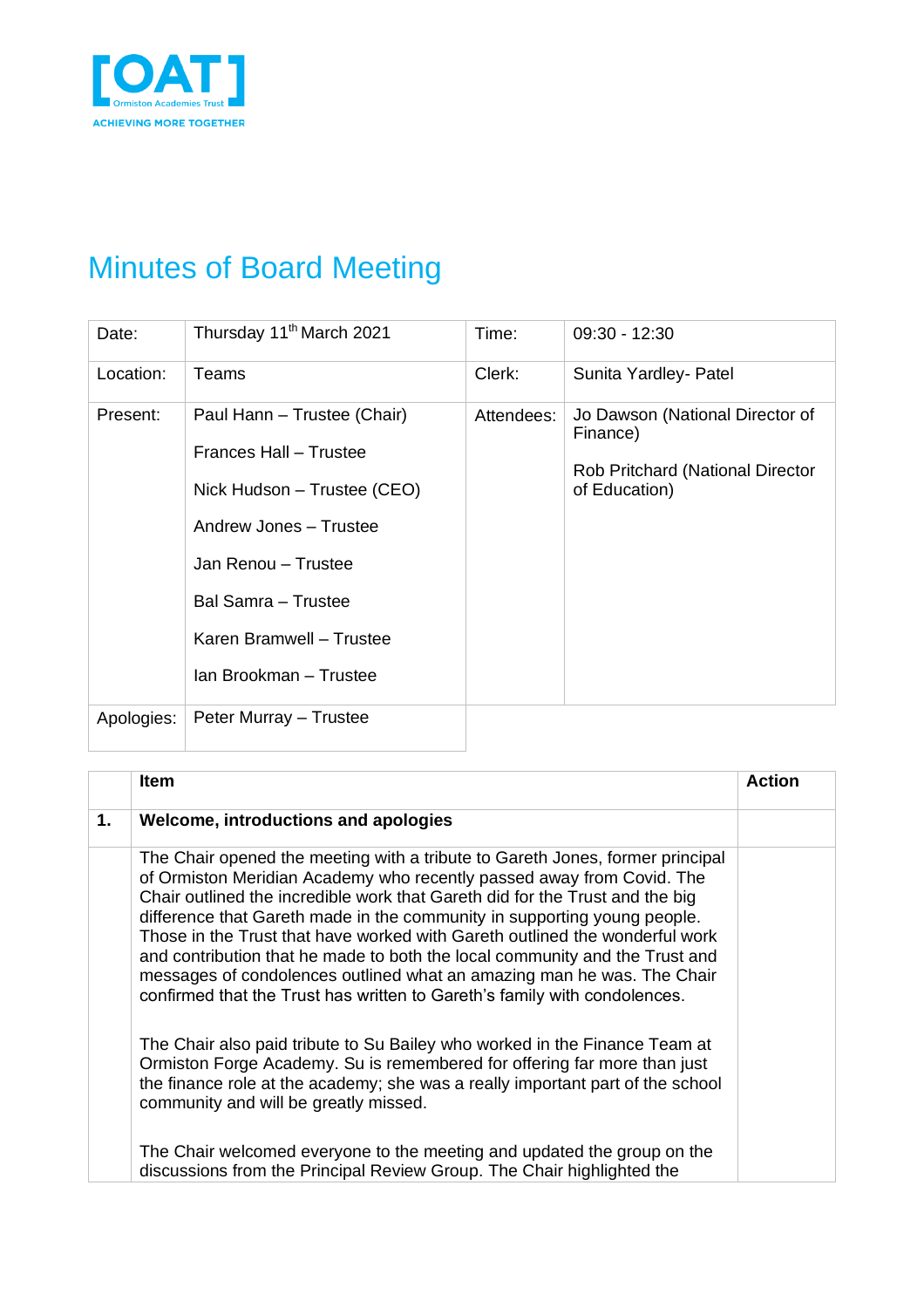[OAT]
Ormiston Academies Trust
ACHIEVING MORE TOGETHER

# Minutes of Board Meeting

| Date: | Thursday 11th March 2021 | Time: | 09:30 - 12:30 |
|---|---|---|---|
| Location: | Teams | Clerk: | Sunita Yardley- Patel |
| Present: | Paul Hann – Trustee (Chair)<br><br>Frances Hall – Trustee<br><br>Nick Hudson – Trustee (CEO)<br><br>Andrew Jones – Trustee<br><br>Jan Renou – Trustee<br><br>Bal Samra – Trustee<br><br>Karen Bramwell – Trustee<br><br>Ian Brookman – Trustee | Attendees: | Jo Dawson (National Director of Finance)<br><br>Rob Pritchard (National Director of Education) |
| Apologies: | Peter Murray – Trustee | | |

| | Item | Action |
|---|---|---|
| **1.** | **Welcome, introductions and apologies** | |
| | The Chair opened the meeting with a tribute to Gareth Jones, former principal of Ormiston Meridian Academy who recently passed away from Covid. The Chair outlined the incredible work that Gareth did for the Trust and the big difference that Gareth made in the community in supporting young people. Those in the Trust that have worked with Gareth outlined the wonderful work and contribution that he made to both the local community and the Trust and messages of condolences outlined what an amazing man he was. The Chair confirmed that the Trust has written to Gareth's family with condolences.<br><br>The Chair also paid tribute to Su Bailey who worked in the Finance Team at Ormiston Forge Academy. Su is remembered for offering far more than just the finance role at the academy; she was a really important part of the school community and will be greatly missed.<br><br>The Chair welcomed everyone to the meeting and updated the group on the discussions from the Principal Review Group. The Chair highlighted the | |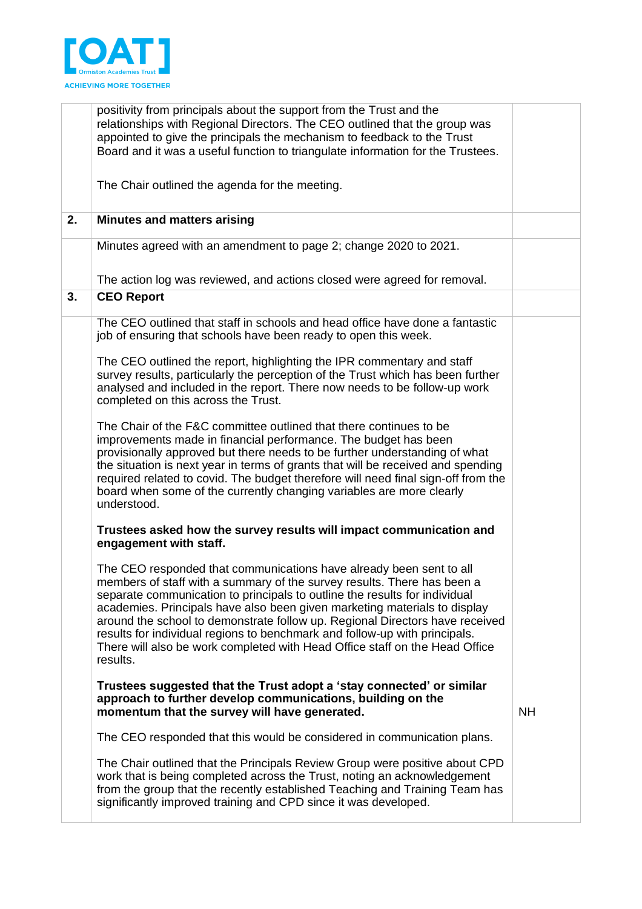| | | |
|---|---|---|
| | positivity from principals about the support from the Trust and the relationships with Regional Directors. The CEO outlined that the group was appointed to give the principals the mechanism to feedback to the Trust Board and it was a useful function to triangulate information for the Trustees.<br><br>The Chair outlined the agenda for the meeting. | |
| **2.** | **Minutes and matters arising** | |
| | Minutes agreed with an amendment to page 2; change 2020 to 2021.<br><br>The action log was reviewed, and actions closed were agreed for removal. | |
| **3.** | **CEO Report** | |
| | The CEO outlined that staff in schools and head office have done a fantastic job of ensuring that schools have been ready to open this week.<br><br>The CEO outlined the report, highlighting the IPR commentary and staff survey results, particularly the perception of the Trust which has been further analysed and included in the report. There now needs to be follow-up work completed on this across the Trust.<br><br>The Chair of the F&C committee outlined that there continues to be improvements made in financial performance. The budget has been provisionally approved but there needs to be further understanding of what the situation is next year in terms of grants that will be received and spending required related to covid. The budget therefore will need final sign-off from the board when some of the currently changing variables are more clearly understood.<br><br>**Trustees asked how the survey results will impact communication and engagement with staff.**<br><br>The CEO responded that communications have already been sent to all members of staff with a summary of the survey results. There has been a separate communication to principals to outline the results for individual academies. Principals have also been given marketing materials to display around the school to demonstrate follow up. Regional Directors have received results for individual regions to benchmark and follow-up with principals. There will also be work completed with Head Office staff on the Head Office results.<br><br>**Trustees suggested that the Trust adopt a 'stay connected' or similar approach to further develop communications, building on the momentum that the survey will have generated.**<br><br>The CEO responded that this would be considered in communication plans.<br><br>The Chair outlined that the Principals Review Group were positive about CPD work that is being completed across the Trust, noting an acknowledgement from the group that the recently established Teaching and Training Team has significantly improved training and CPD since it was developed. | NH |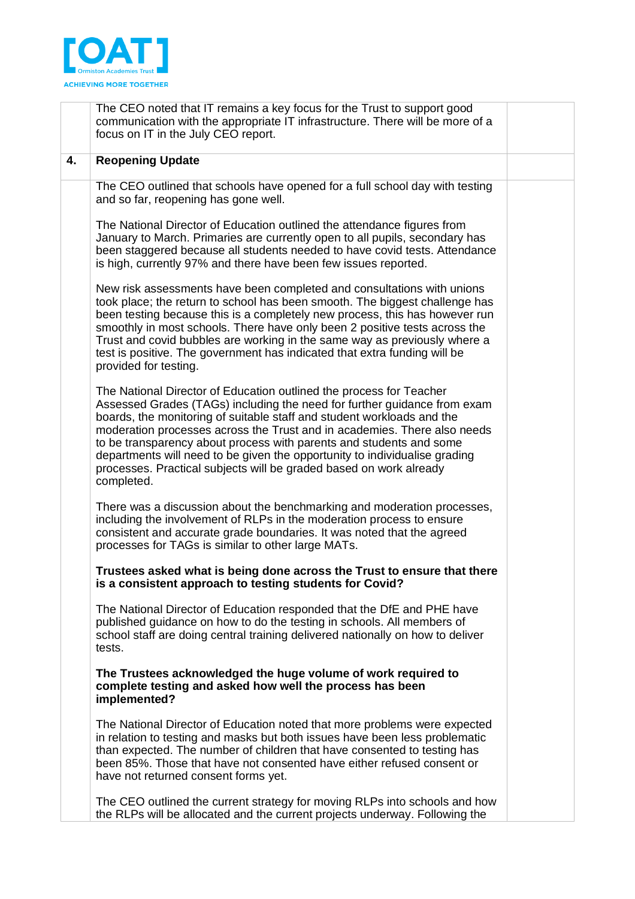| | | |
|---|---|---|
| | The CEO noted that IT remains a key focus for the Trust to support good communication with the appropriate IT infrastructure. There will be more of a focus on IT in the July CEO report. | |
| **4.** | **Reopening Update** | |
| | The CEO outlined that schools have opened for a full school day with testing and so far, reopening has gone well.<br><br>The National Director of Education outlined the attendance figures from January to March. Primaries are currently open to all pupils, secondary has been staggered because all students needed to have covid tests. Attendance is high, currently 97% and there have been few issues reported.<br><br>New risk assessments have been completed and consultations with unions took place; the return to school has been smooth. The biggest challenge has been testing because this is a completely new process, this has however run smoothly in most schools. There have only been 2 positive tests across the Trust and covid bubbles are working in the same way as previously where a test is positive. The government has indicated that extra funding will be provided for testing.<br><br>The National Director of Education outlined the process for Teacher Assessed Grades (TAGs) including the need for further guidance from exam boards, the monitoring of suitable staff and student workloads and the moderation processes across the Trust and in academies. There also needs to be transparency about process with parents and students and some departments will need to be given the opportunity to individualise grading processes. Practical subjects will be graded based on work already completed.<br><br>There was a discussion about the benchmarking and moderation processes, including the involvement of RLPs in the moderation process to ensure consistent and accurate grade boundaries. It was noted that the agreed processes for TAGs is similar to other large MATs.<br><br>**Trustees asked what is being done across the Trust to ensure that there is a consistent approach to testing students for Covid?**<br><br>The National Director of Education responded that the DfE and PHE have published guidance on how to do the testing in schools. All members of school staff are doing central training delivered nationally on how to deliver tests.<br><br>**The Trustees acknowledged the huge volume of work required to complete testing and asked how well the process has been implemented?**<br><br>The National Director of Education noted that more problems were expected in relation to testing and masks but both issues have been less problematic than expected. The number of children that have consented to testing has been 85%. Those that have not consented have either refused consent or have not returned consent forms yet.<br><br>The CEO outlined the current strategy for moving RLPs into schools and how the RLPs will be allocated and the current projects underway. Following the | |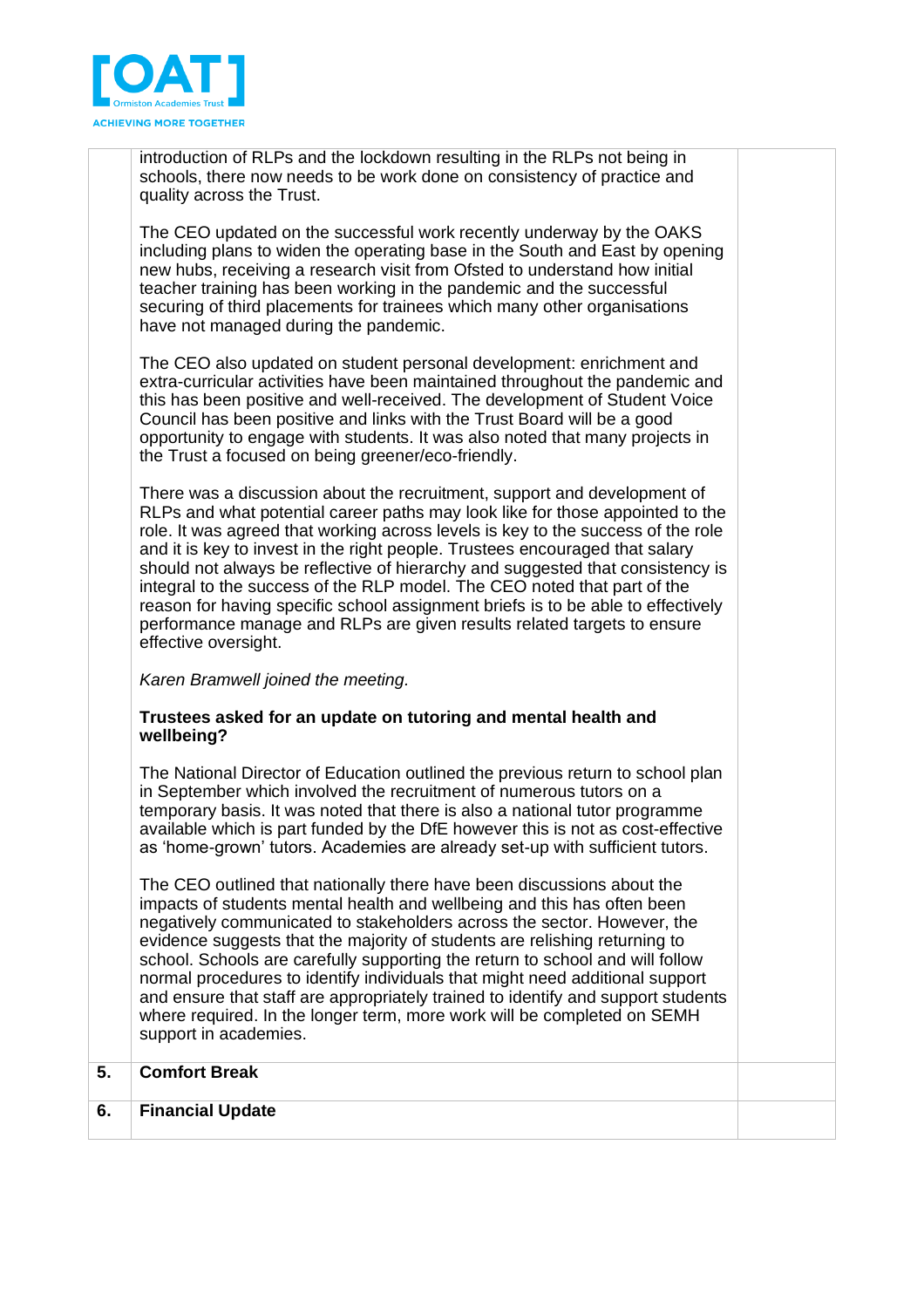| | | |
|---|---|---|
| | introduction of RLPs and the lockdown resulting in the RLPs not being in schools, there now needs to be work done on consistency of practice and quality across the Trust.<br><br>The CEO updated on the successful work recently underway by the OAKS including plans to widen the operating base in the South and East by opening new hubs, receiving a research visit from Ofsted to understand how initial teacher training has been working in the pandemic and the successful securing of third placements for trainees which many other organisations have not managed during the pandemic.<br><br>The CEO also updated on student personal development: enrichment and extra-curricular activities have been maintained throughout the pandemic and this has been positive and well-received. The development of Student Voice Council has been positive and links with the Trust Board will be a good opportunity to engage with students. It was also noted that many projects in the Trust a focused on being greener/eco-friendly.<br><br>There was a discussion about the recruitment, support and development of RLPs and what potential career paths may look like for those appointed to the role. It was agreed that working across levels is key to the success of the role and it is key to invest in the right people. Trustees encouraged that salary should not always be reflective of hierarchy and suggested that consistency is integral to the success of the RLP model. The CEO noted that part of the reason for having specific school assignment briefs is to be able to effectively performance manage and RLPs are given results related targets to ensure effective oversight.<br><br>*Karen Bramwell joined the meeting.*<br><br>**Trustees asked for an update on tutoring and mental health and wellbeing?**<br><br>The National Director of Education outlined the previous return to school plan in September which involved the recruitment of numerous tutors on a temporary basis. It was noted that there is also a national tutor programme available which is part funded by the DfE however this is not as cost-effective as 'home-grown' tutors. Academies are already set-up with sufficient tutors.<br><br>The CEO outlined that nationally there have been discussions about the impacts of students mental health and wellbeing and this has often been negatively communicated to stakeholders across the sector. However, the evidence suggests that the majority of students are relishing returning to school. Schools are carefully supporting the return to school and will follow normal procedures to identify individuals that might need additional support and ensure that staff are appropriately trained to identify and support students where required. In the longer term, more work will be completed on SEMH support in academies. | |
| **5.** | **Comfort Break** | |
| **6.** | **Financial Update** | |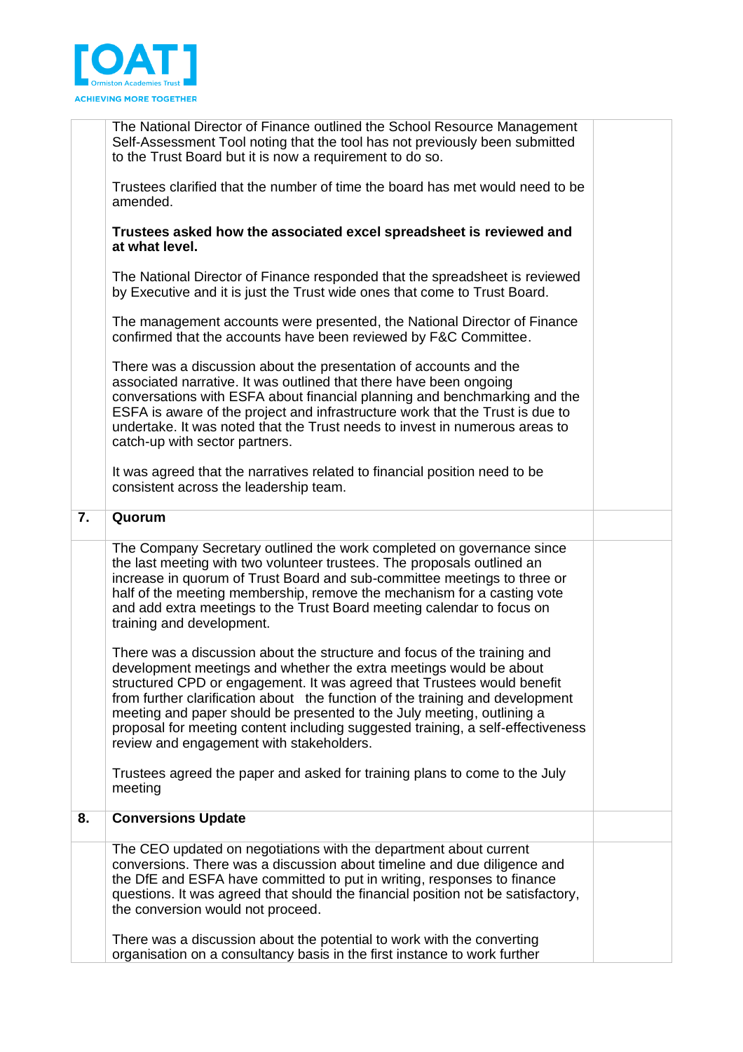| | | |
|---|---|---|
| | The National Director of Finance outlined the School Resource Management Self-Assessment Tool noting that the tool has not previously been submitted to the Trust Board but it is now a requirement to do so.<br><br>Trustees clarified that the number of time the board has met would need to be amended.<br><br>**Trustees asked how the associated excel spreadsheet is reviewed and at what level.**<br><br>The National Director of Finance responded that the spreadsheet is reviewed by Executive and it is just the Trust wide ones that come to Trust Board.<br><br>The management accounts were presented, the National Director of Finance confirmed that the accounts have been reviewed by F&C Committee.<br><br>There was a discussion about the presentation of accounts and the associated narrative. It was outlined that there have been ongoing conversations with ESFA about financial planning and benchmarking and the ESFA is aware of the project and infrastructure work that the Trust is due to undertake. It was noted that the Trust needs to invest in numerous areas to catch-up with sector partners.<br><br>It was agreed that the narratives related to financial position need to be consistent across the leadership team. | |
| **7.** | **Quorum** | |
| | The Company Secretary outlined the work completed on governance since the last meeting with two volunteer trustees. The proposals outlined an increase in quorum of Trust Board and sub-committee meetings to three or half of the meeting membership, remove the mechanism for a casting vote and add extra meetings to the Trust Board meeting calendar to focus on training and development.<br><br>There was a discussion about the structure and focus of the training and development meetings and whether the extra meetings would be about structured CPD or engagement. It was agreed that Trustees would benefit from further clarification about the function of the training and development meeting and paper should be presented to the July meeting, outlining a proposal for meeting content including suggested training, a self-effectiveness review and engagement with stakeholders.<br><br>Trustees agreed the paper and asked for training plans to come to the July meeting | |
| **8.** | **Conversions Update** | |
| | The CEO updated on negotiations with the department about current conversions. There was a discussion about timeline and due diligence and the DfE and ESFA have committed to put in writing, responses to finance questions. It was agreed that should the financial position not be satisfactory, the conversion would not proceed.<br><br>There was a discussion about the potential to work with the converting organisation on a consultancy basis in the first instance to work further | |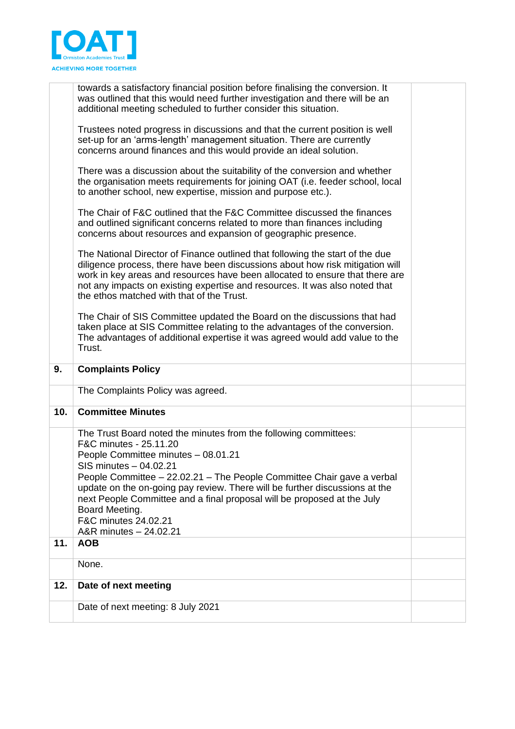| | | |
|---|---|---|
| | towards a satisfactory financial position before finalising the conversion. It was outlined that this would need further investigation and there will be an additional meeting scheduled to further consider this situation.<br><br>Trustees noted progress in discussions and that the current position is well set-up for an 'arms-length' management situation. There are currently concerns around finances and this would provide an ideal solution.<br><br>There was a discussion about the suitability of the conversion and whether the organisation meets requirements for joining OAT (i.e. feeder school, local to another school, new expertise, mission and purpose etc.).<br><br>The Chair of F&C outlined that the F&C Committee discussed the finances and outlined significant concerns related to more than finances including concerns about resources and expansion of geographic presence.<br><br>The National Director of Finance outlined that following the start of the due diligence process, there have been discussions about how risk mitigation will work in key areas and resources have been allocated to ensure that there are not any impacts on existing expertise and resources. It was also noted that the ethos matched with that of the Trust.<br><br>The Chair of SIS Committee updated the Board on the discussions that had taken place at SIS Committee relating to the advantages of the conversion. The advantages of additional expertise it was agreed would add value to the Trust. | |
| **9.** | **Complaints Policy** | |
| | The Complaints Policy was agreed. | |
| **10.** | **Committee Minutes** | |
| | The Trust Board noted the minutes from the following committees:<br>F&C minutes - 25.11.20<br>People Committee minutes – 08.01.21<br>SIS minutes – 04.02.21<br>People Committee – 22.02.21 – The People Committee Chair gave a verbal update on the on-going pay review. There will be further discussions at the next People Committee and a final proposal will be proposed at the July Board Meeting.<br>F&C minutes 24.02.21<br>A&R minutes – 24.02.21 | |
| **11.** | **AOB** | |
| | None. | |
| **12.** | **Date of next meeting** | |
| | Date of next meeting: 8 July 2021 | |